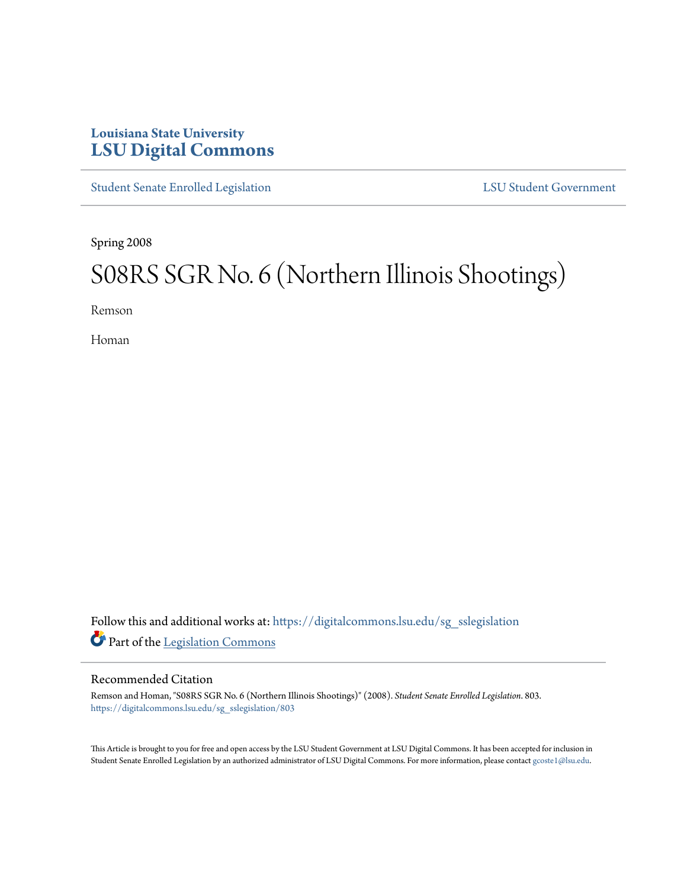Louisiana State University
**LSU Digital Commons**

Student Senate Enrolled Legislation | LSU Student Government

Spring 2008

# S08RS SGR No. 6 (Northern Illinois Shootings)

Remson

Homan

Follow this and additional works at: https://digitalcommons.lsu.edu/sg_sslegislation

Part of the Legislation Commons

## Recommended Citation

Remson and Homan, "S08RS SGR No. 6 (Northern Illinois Shootings)" (2008). *Student Senate Enrolled Legislation*. 803.
https://digitalcommons.lsu.edu/sg_sslegislation/803

This Article is brought to you for free and open access by the LSU Student Government at LSU Digital Commons. It has been accepted for inclusion in Student Senate Enrolled Legislation by an authorized administrator of LSU Digital Commons. For more information, please contact gcoste1@lsu.edu.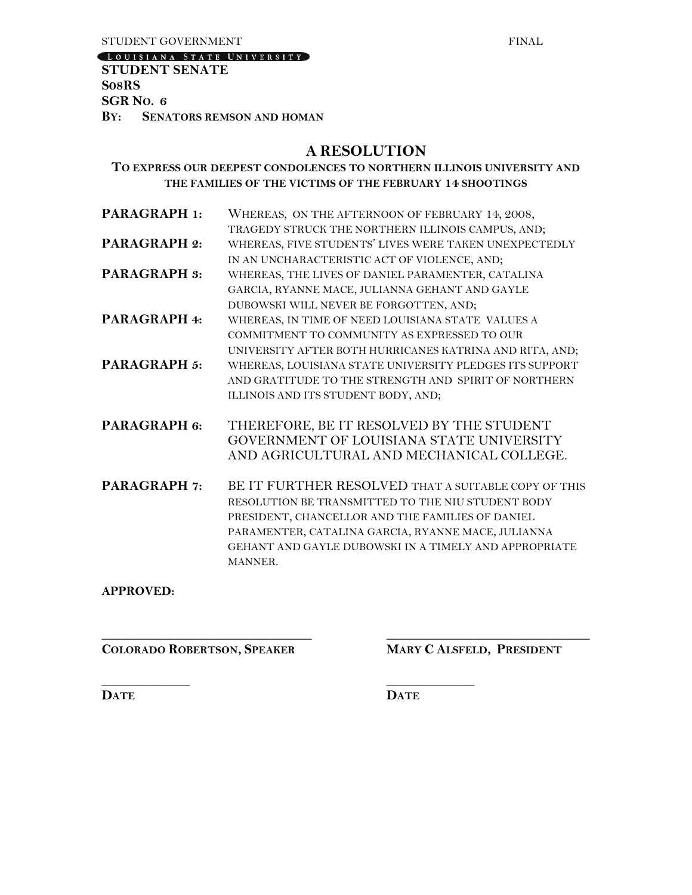STUDENT GOVERNMENT FINAL

LOUISIANA STATE UNIVERSITY

**STUDENT SENATE**
**S08RS**
**SGR NO. 6**
**BY: SENATORS REMSON AND HOMAN**

# A RESOLUTION

**TO EXPRESS OUR DEEPEST CONDOLENCES TO NORTHERN ILLINOIS UNIVERSITY AND THE FAMILIES OF THE VICTIMS OF THE FEBRUARY 14 SHOOTINGS**

**PARAGRAPH 1:** WHEREAS, ON THE AFTERNOON OF FEBRUARY 14, 2008, TRAGEDY STRUCK THE NORTHERN ILLINOIS CAMPUS, AND;

**PARAGRAPH 2:** WHEREAS, FIVE STUDENTS' LIVES WERE TAKEN UNEXPECTEDLY IN AN UNCHARACTERISTIC ACT OF VIOLENCE, AND;

**PARAGRAPH 3:** WHEREAS, THE LIVES OF DANIEL PARAMENTER, CATALINA GARCIA, RYANNE MACE, JULIANNA GEHANT AND GAYLE DUBOWSKI WILL NEVER BE FORGOTTEN, AND;

**PARAGRAPH 4:** WHEREAS, IN TIME OF NEED LOUISIANA STATE VALUES A COMMITMENT TO COMMUNITY AS EXPRESSED TO OUR UNIVERSITY AFTER BOTH HURRICANES KATRINA AND RITA, AND;

**PARAGRAPH 5:** WHEREAS, LOUISIANA STATE UNIVERSITY PLEDGES ITS SUPPORT AND GRATITUDE TO THE STRENGTH AND SPIRIT OF NORTHERN ILLINOIS AND ITS STUDENT BODY, AND;

**PARAGRAPH 6:** THEREFORE, BE IT RESOLVED BY THE STUDENT GOVERNMENT OF LOUISIANA STATE UNIVERSITY AND AGRICULTURAL AND MECHANICAL COLLEGE.

**PARAGRAPH 7:** BE IT FURTHER RESOLVED THAT A SUITABLE COPY OF THIS RESOLUTION BE TRANSMITTED TO THE NIU STUDENT BODY PRESIDENT, CHANCELLOR AND THE FAMILIES OF DANIEL PARAMENTER, CATALINA GARCIA, RYANNE MACE, JULIANNA GEHANT AND GAYLE DUBOWSKI IN A TIMELY AND APPROPRIATE MANNER.

**APPROVED:**

| | |
|---|---|
| ______________________________ | ______________________________ |
| **COLORADO ROBERTSON, SPEAKER** | **MARY C ALSFELD, PRESIDENT** |
| ____________ | ____________ |
| **DATE** | **DATE** |